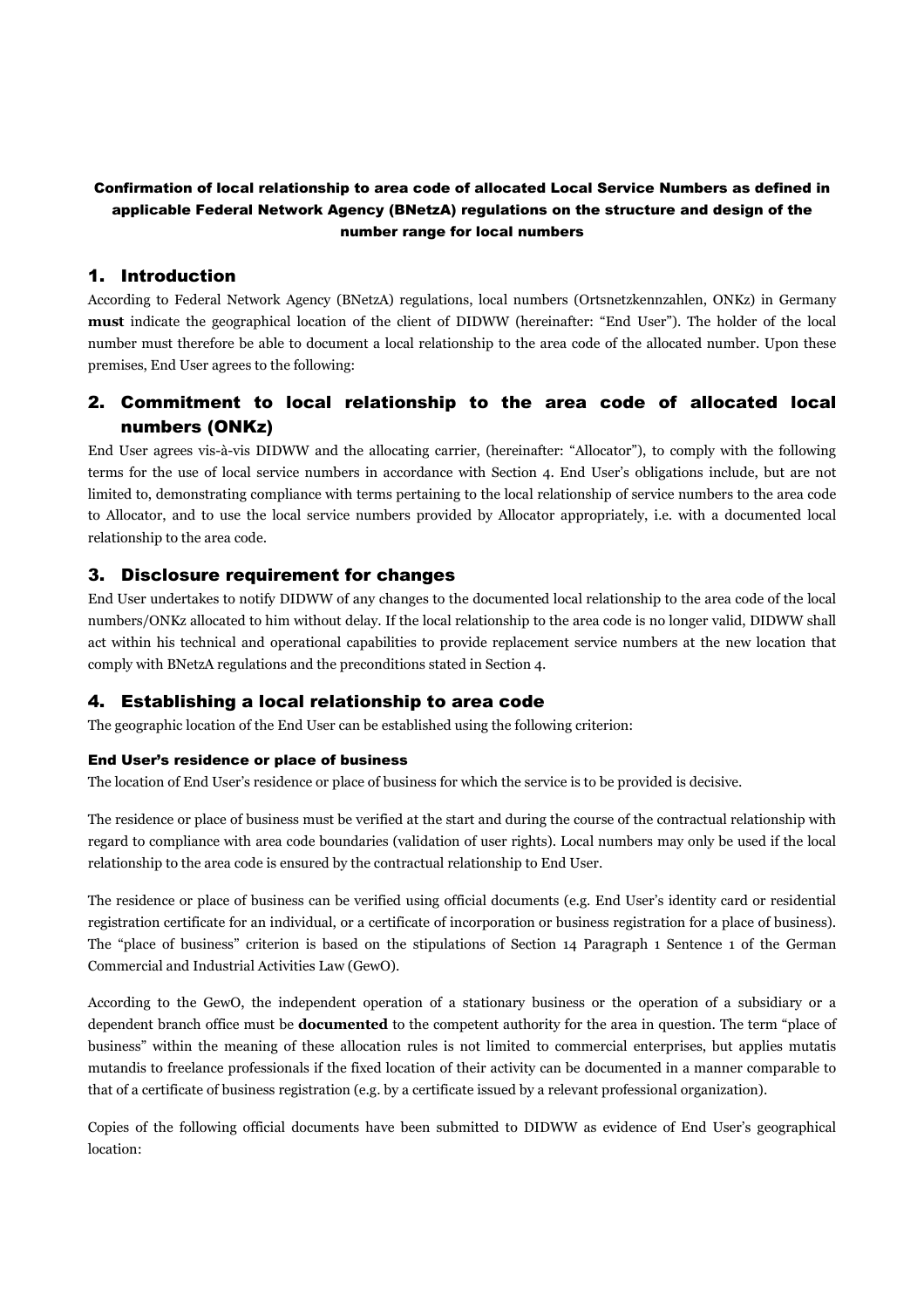**Confirmation of local relationship to area code of allocated Local Service Numbers as defined in applicable Federal Network Agency (BNetzA) regulations on the structure and design of the number range for local numbers**

## 1. Introduction

According to Federal Network Agency (BNetzA) regulations, local numbers (Ortsnetzkennzahlen, ONKz) in Germany **must** indicate the geographical location of the client of DIDWW (hereinafter: "End User"). The holder of the local number must therefore be able to document a local relationship to the area code of the allocated number. Upon these premises, End User agrees to the following:

## 2. Commitment to local relationship to the area code of allocated local numbers (ONKz)

End User agrees vis-à-vis DIDWW and the allocating carrier, (hereinafter: "Allocator"), to comply with the following terms for the use of local service numbers in accordance with Section 4. End User's obligations include, but are not limited to, demonstrating compliance with terms pertaining to the local relationship of service numbers to the area code to Allocator, and to use the local service numbers provided by Allocator appropriately, i.e. with a documented local relationship to the area code.

## 3. Disclosure requirement for changes

End User undertakes to notify DIDWW of any changes to the documented local relationship to the area code of the local numbers/ONKz allocated to him without delay. If the local relationship to the area code is no longer valid, DIDWW shall act within his technical and operational capabilities to provide replacement service numbers at the new location that comply with BNetzA regulations and the preconditions stated in Section 4.

## 4. Establishing a local relationship to area code

The geographic location of the End User can be established using the following criterion:

### End User's residence or place of business

The location of End User's residence or place of business for which the service is to be provided is decisive.

The residence or place of business must be verified at the start and during the course of the contractual relationship with regard to compliance with area code boundaries (validation of user rights). Local numbers may only be used if the local relationship to the area code is ensured by the contractual relationship to End User.

The residence or place of business can be verified using official documents (e.g. End User's identity card or residential registration certificate for an individual, or a certificate of incorporation or business registration for a place of business). The "place of business" criterion is based on the stipulations of Section 14 Paragraph 1 Sentence 1 of the German Commercial and Industrial Activities Law (GewO).

According to the GewO, the independent operation of a stationary business or the operation of a subsidiary or a dependent branch office must be **documented** to the competent authority for the area in question. The term "place of business" within the meaning of these allocation rules is not limited to commercial enterprises, but applies mutatis mutandis to freelance professionals if the fixed location of their activity can be documented in a manner comparable to that of a certificate of business registration (e.g. by a certificate issued by a relevant professional organization).

Copies of the following official documents have been submitted to DIDWW as evidence of End User's geographical location: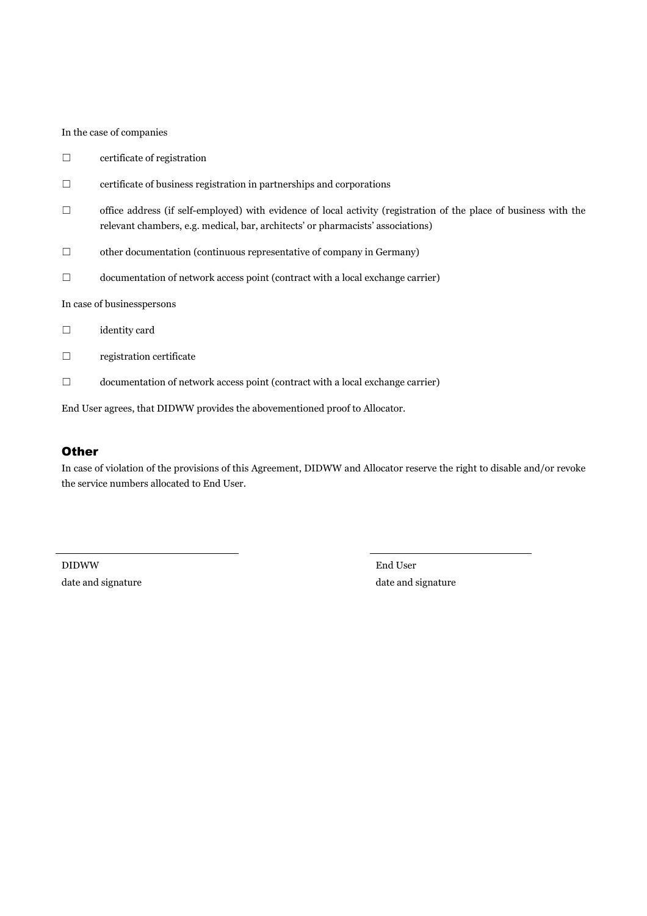In the case of companies

- ☐ certificate of registration
- ☐ certificate of business registration in partnerships and corporations
- ☐ office address (if self-employed) with evidence of local activity (registration of the place of business with the relevant chambers, e.g. medical, bar, architects' or pharmacists' associations)
- ☐ other documentation (continuous representative of company in Germany)
- ☐ documentation of network access point (contract with a local exchange carrier)

In case of businesspersons

- ☐ identity card
- ☐ registration certificate
- ☐ documentation of network access point (contract with a local exchange carrier)

End User agrees, that DIDWW provides the abovementioned proof to Allocator.

## Other

In case of violation of the provisions of this Agreement, DIDWW and Allocator reserve the right to disable and/or revoke the service numbers allocated to End User.

______________________________

DIDWW
date and signature

______________________________

End User
date and signature